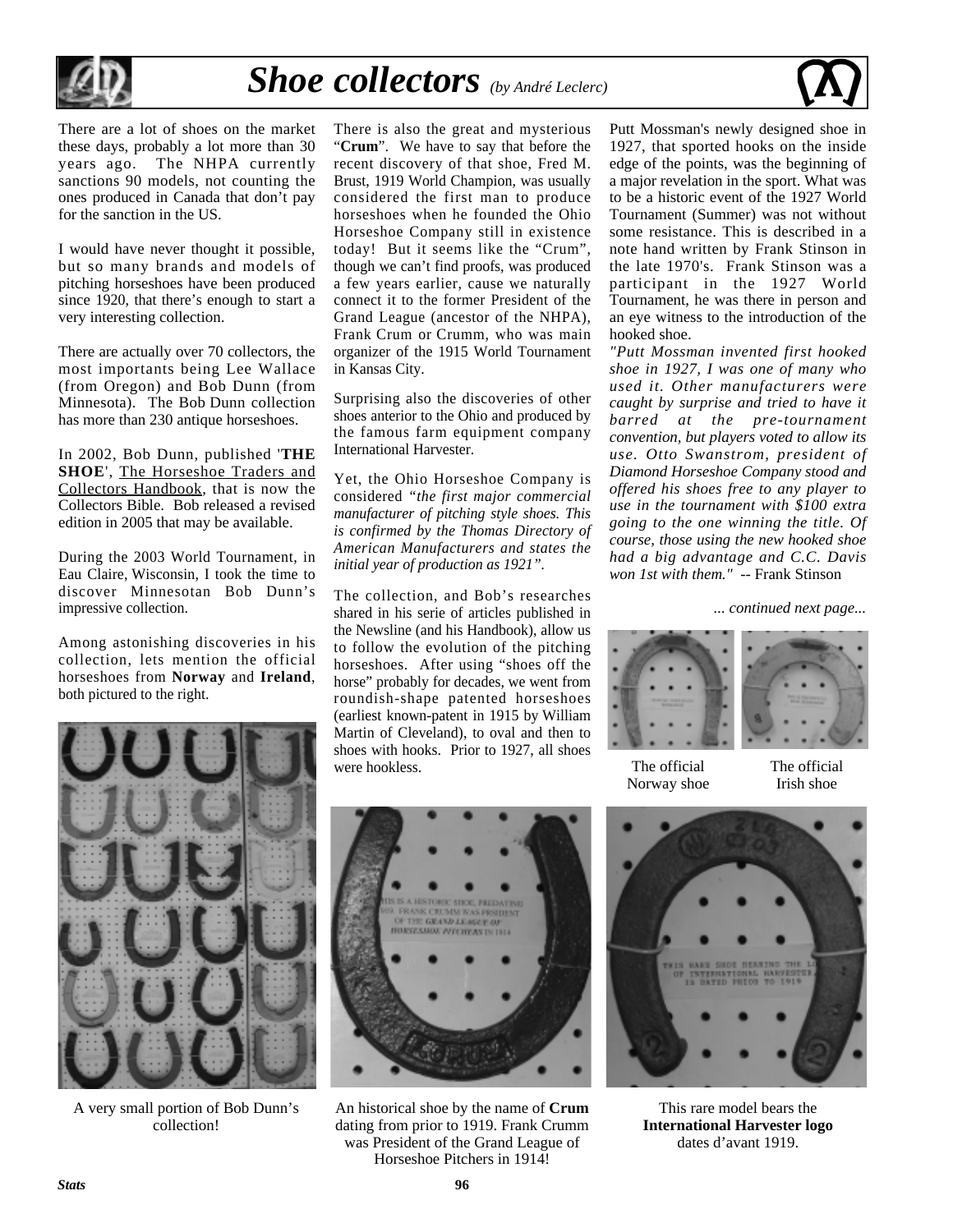# *Shoe collectors* *(by André Leclerc)*

There are a lot of shoes on the market these days, probably a lot more than 30 years ago. The NHPA currently sanctions 90 models, not counting the ones produced in Canada that don't pay for the sanction in the US.

I would have never thought it possible, but so many brands and models of pitching horseshoes have been produced since 1920, that there's enough to start a very interesting collection.

There are actually over 70 collectors, the most importants being Lee Wallace (from Oregon) and Bob Dunn (from Minnesota). The Bob Dunn collection has more than 230 antique horseshoes.

In 2002, Bob Dunn, published '**THE SHOE**', The Horseshoe Traders and Collectors Handbook, that is now the Collectors Bible. Bob released a revised edition in 2005 that may be available.

During the 2003 World Tournament, in Eau Claire, Wisconsin, I took the time to discover Minnesotan Bob Dunn's impressive collection.

Among astonishing discoveries in his collection, lets mention the official horseshoes from **Norway** and **Ireland**, both pictured to the right.

A very small portion of Bob Dunn's collection!

There is also the great and mysterious "**Crum**". We have to say that before the recent discovery of that shoe, Fred M. Brust, 1919 World Champion, was usually considered the first man to produce horseshoes when he founded the Ohio Horseshoe Company still in existence today! But it seems like the "Crum", though we can't find proofs, was produced a few years earlier, cause we naturally connect it to the former President of the Grand League (ancestor of the NHPA), Frank Crum or Crumm, who was main organizer of the 1915 World Tournament in Kansas City.

Surprising also the discoveries of other shoes anterior to the Ohio and produced by the famous farm equipment company International Harvester.

Yet, the Ohio Horseshoe Company is considered *"the first major commercial manufacturer of pitching style shoes. This is confirmed by the Thomas Directory of American Manufacturers and states the initial year of production as 1921"*.

The collection, and Bob's researches shared in his serie of articles published in the Newsline (and his Handbook), allow us to follow the evolution of the pitching horseshoes. After using "shoes off the horse" probably for decades, we went from roundish-shape patented horseshoes (earliest known-patent in 1915 by William Martin of Cleveland), to oval and then to shoes with hooks. Prior to 1927, all shoes were hookless.

An historical shoe by the name of **Crum** dating from prior to 1919. Frank Crumm was President of the Grand League of Horseshoe Pitchers in 1914!

Putt Mossman's newly designed shoe in 1927, that sported hooks on the inside edge of the points, was the beginning of a major revelation in the sport. What was to be a historic event of the 1927 World Tournament (Summer) was not without some resistance. This is described in a note hand written by Frank Stinson in the late 1970's. Frank Stinson was a participant in the 1927 World Tournament, he was there in person and an eye witness to the introduction of the hooked shoe.

*"Putt Mossman invented first hooked shoe in 1927, I was one of many who used it. Other manufacturers were caught by surprise and tried to have it barred at the pre-tournament convention, but players voted to allow its use. Otto Swanstrom, president of Diamond Horseshoe Company stood and offered his shoes free to any player to use in the tournament with $100 extra going to the one winning the title. Of course, those using the new hooked shoe had a big advantage and C.C. Davis won 1st with them."* -- Frank Stinson

*... continued next page...*

The official Norway shoe

The official Irish shoe

This rare model bears the **International Harvester logo** dates d'avant 1919.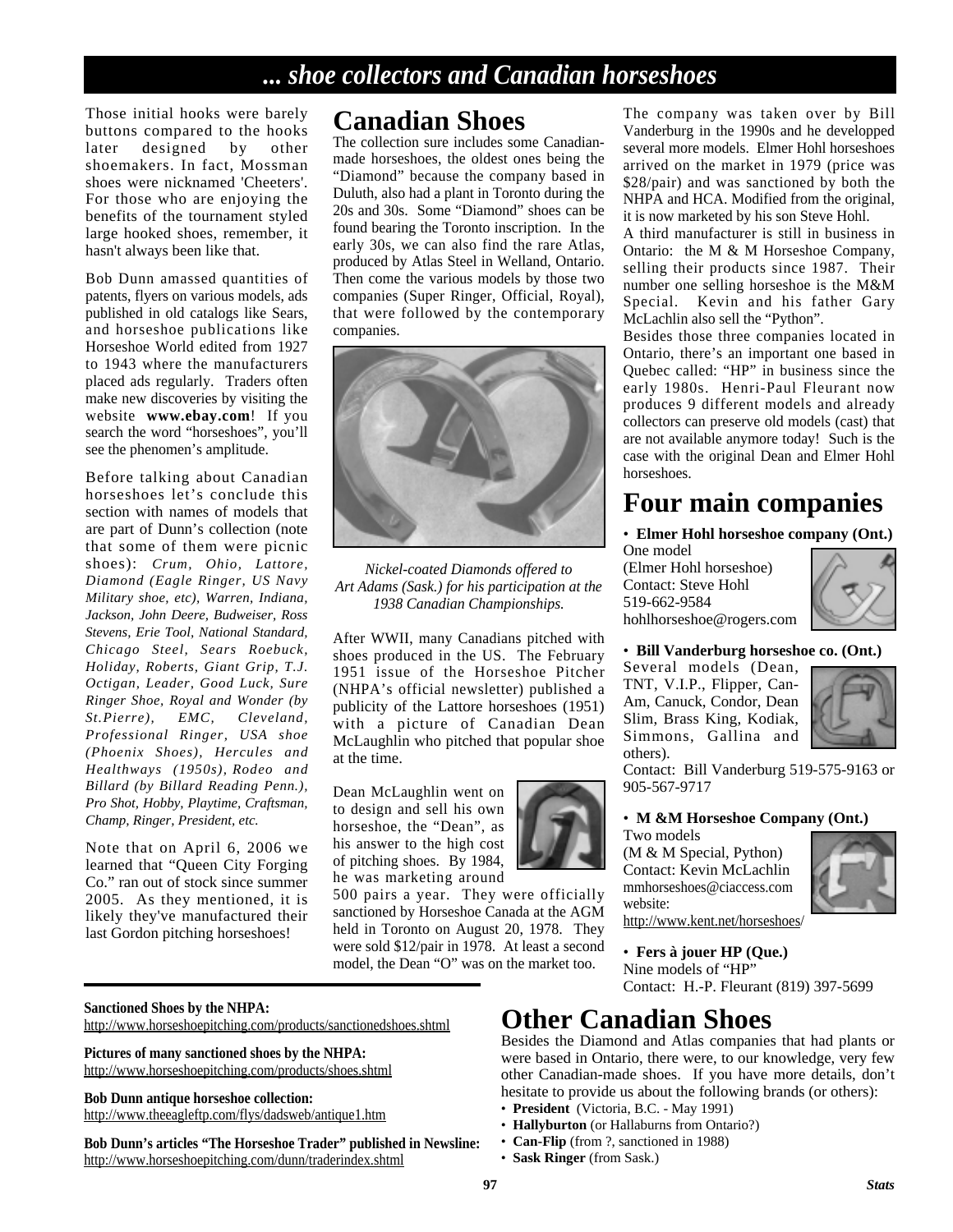## ... shoe collectors and Canadian horseshoes

Those initial hooks were barely buttons compared to the hooks later designed by other shoemakers. In fact, Mossman shoes were nicknamed 'Cheeters'. For those who are enjoying the benefits of the tournament styled large hooked shoes, remember, it hasn't always been like that.

Bob Dunn amassed quantities of patents, flyers on various models, ads published in old catalogs like Sears, and horseshoe publications like Horseshoe World edited from 1927 to 1943 where the manufacturers placed ads regularly. Traders often make new discoveries by visiting the website **www.ebay.com**! If you search the word "horseshoes", you'll see the phenomen's amplitude.

Before talking about Canadian horseshoes let's conclude this section with names of models that are part of Dunn's collection (note that some of them were picnic shoes): *Crum, Ohio, Lattore, Diamond (Eagle Ringer, US Navy Military shoe, etc), Warren, Indiana, Jackson, John Deere, Budweiser, Ross Stevens, Erie Tool, National Standard, Chicago Steel, Sears Roebuck, Holiday, Roberts, Giant Grip, T.J. Octigan, Leader, Good Luck, Sure Ringer Shoe, Royal and Wonder (by St.Pierre), EMC, Cleveland, Professional Ringer, USA shoe (Phoenix Shoes), Hercules and Healthways (1950s), Rodeo and Billard (by Billard Reading Penn.), Pro Shot, Hobby, Playtime, Craftsman, Champ, Ringer, President, etc.*

Note that on April 6, 2006 we learned that "Queen City Forging Co." ran out of stock since summer 2005. As they mentioned, it is likely they've manufactured their last Gordon pitching horseshoes!

# Canadian Shoes

The collection sure includes some Canadian-made horseshoes, the oldest ones being the "Diamond" because the company based in Duluth, also had a plant in Toronto during the 20s and 30s. Some "Diamond" shoes can be found bearing the Toronto inscription. In the early 30s, we can also find the rare Atlas, produced by Atlas Steel in Welland, Ontario. Then come the various models by those two companies (Super Ringer, Official, Royal), that were followed by the contemporary companies.

*Nickel-coated Diamonds offered to Art Adams (Sask.) for his participation at the 1938 Canadian Championships.*

After WWII, many Canadians pitched with shoes produced in the US. The February 1951 issue of the Horseshoe Pitcher (NHPA's official newsletter) published a publicity of the Lattore horseshoes (1951) with a picture of Canadian Dean McLaughlin who pitched that popular shoe at the time.

Dean McLaughlin went on to design and sell his own horseshoe, the "Dean", as his answer to the high cost of pitching shoes. By 1984, he was marketing around 500 pairs a year. They were officially sanctioned by Horseshoe Canada at the AGM held in Toronto on August 20, 1978. They were sold $12/pair in 1978. At least a second model, the Dean "O" was on the market too.

The company was taken over by Bill Vanderburg in the 1990s and he developped several more models. Elmer Hohl horseshoes arrived on the market in 1979 (price was $28/pair) and was sanctioned by both the NHPA and HCA. Modified from the original, it is now marketed by his son Steve Hohl.

A third manufacturer is still in business in Ontario: the M & M Horseshoe Company, selling their products since 1987. Their number one selling horseshoe is the M&M Special. Kevin and his father Gary McLachlin also sell the "Python".

Besides those three companies located in Ontario, there's an important one based in Quebec called: "HP" in business since the early 1980s. Henri-Paul Fleurant now produces 9 different models and already collectors can preserve old models (cast) that are not available anymore today! Such is the case with the original Dean and Elmer Hohl horseshoes.

# Four main companies

- **Elmer Hohl horseshoe company (Ont.)**
  One model
  (Elmer Hohl horseshoe)
  Contact: Steve Hohl
  519-662-9584
  hohlhorseshoe@rogers.com

- **Bill Vanderburg horseshoe co. (Ont.)**
  Several models (Dean, TNT, V.I.P., Flipper, Can-Am, Canuck, Condor, Dean Slim, Brass King, Kodiak, Simmons, Gallina and others).
  Contact: Bill Vanderburg 519-575-9163 or 905-567-9717

- **M &M Horseshoe Company (Ont.)**
  Two models
  (M & M Special, Python)
  Contact: Kevin McLachlin
  mmhorseshoes@ciaccess.com
  website:
  http://www.kent.net/horseshoes/

- **Fers à jouer HP (Que.)**
  Nine models of "HP"
  Contact: H.-P. Fleurant (819) 397-5699

**Sanctioned Shoes by the NHPA:**
http://www.horseshoepitching.com/products/sanctionedshoes.shtml

**Pictures of many sanctioned shoes by the NHPA:**
http://www.horseshoepitching.com/products/shoes.shtml

**Bob Dunn antique horseshoe collection:**
http://www.theeagleftp.com/flys/dadsweb/antique1.htm

**Bob Dunn's articles "The Horseshoe Trader" published in Newsline:**
http://www.horseshoepitching.com/dunn/traderindex.shtml

# Other Canadian Shoes

Besides the Diamond and Atlas companies that had plants or were based in Ontario, there were, to our knowledge, very few other Canadian-made shoes. If you have more details, don't hesitate to provide us about the following brands (or others):

- **President** (Victoria, B.C. - May 1991)
- **Hallyburton** (or Hallaburns from Ontario?)
- **Can-Flip** (from ?, sanctioned in 1988)
- **Sask Ringer** (from Sask.)